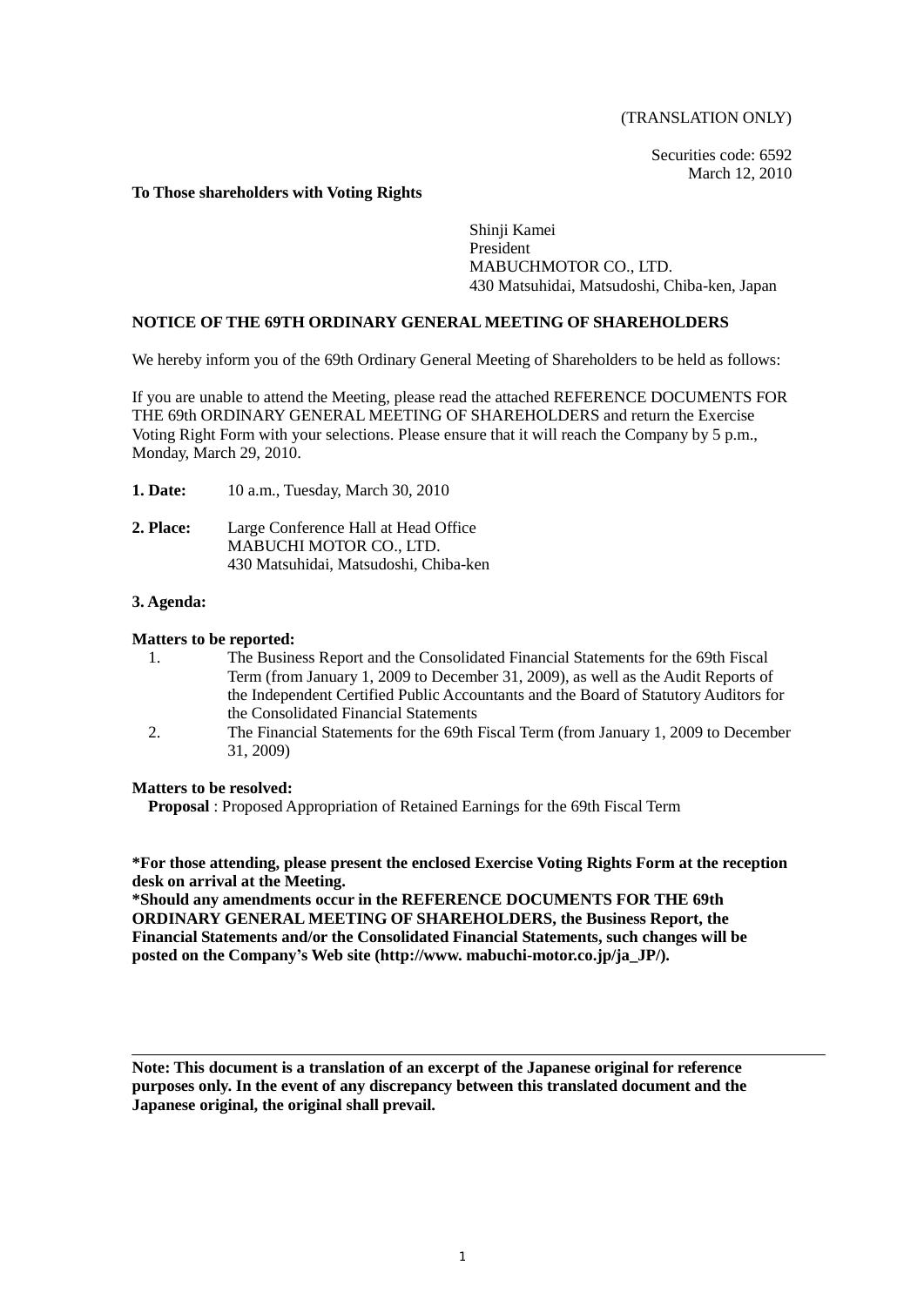(TRANSLATION ONLY)

Securities code: 6592
March 12, 2010

**To Those shareholders with Voting Rights**

Shinji Kamei
President
MABUCHMOTOR CO., LTD.
430 Matsuhidai, Matsudoshi, Chiba-ken, Japan

**NOTICE OF THE 69TH ORDINARY GENERAL MEETING OF SHAREHOLDERS**

We hereby inform you of the 69th Ordinary General Meeting of Shareholders to be held as follows:

If you are unable to attend the Meeting, please read the attached REFERENCE DOCUMENTS FOR THE 69th ORDINARY GENERAL MEETING OF SHAREHOLDERS and return the Exercise Voting Right Form with your selections. Please ensure that it will reach the Company by 5 p.m., Monday, March 29, 2010.

**1. Date:** 10 a.m., Tuesday, March 30, 2010

**2. Place:** Large Conference Hall at Head Office
MABUCHI MOTOR CO., LTD.
430 Matsuhidai, Matsudoshi, Chiba-ken

**3. Agenda:**

**Matters to be reported:**

1. The Business Report and the Consolidated Financial Statements for the 69th Fiscal Term (from January 1, 2009 to December 31, 2009), as well as the Audit Reports of the Independent Certified Public Accountants and the Board of Statutory Auditors for the Consolidated Financial Statements
2. The Financial Statements for the 69th Fiscal Term (from January 1, 2009 to December 31, 2009)

**Matters to be resolved:**

**Proposal** : Proposed Appropriation of Retained Earnings for the 69th Fiscal Term

**\*For those attending, please present the enclosed Exercise Voting Rights Form at the reception desk on arrival at the Meeting.**
**\*Should any amendments occur in the REFERENCE DOCUMENTS FOR THE 69th ORDINARY GENERAL MEETING OF SHAREHOLDERS, the Business Report, the Financial Statements and/or the Consolidated Financial Statements, such changes will be posted on the Company's Web site (http://www. mabuchi-motor.co.jp/ja_JP/).**

---

**Note: This document is a translation of an excerpt of the Japanese original for reference purposes only. In the event of any discrepancy between this translated document and the Japanese original, the original shall prevail.**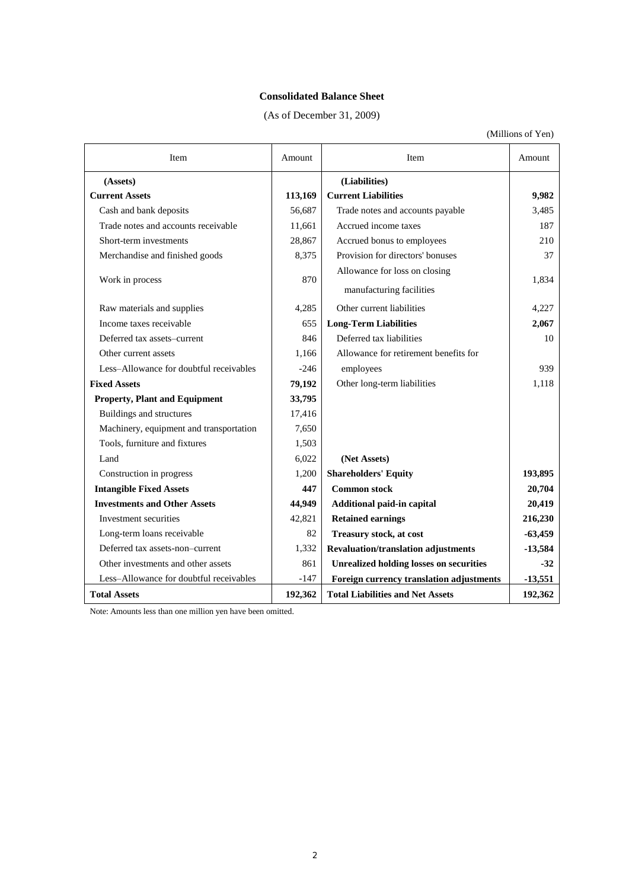# Consolidated Balance Sheet

(As of December 31, 2009)

(Millions of Yen)

| Item | Amount | Item | Amount |
|---|---|---|---|
| **(Assets)** | | **(Liabilities)** | |
| **Current Assets** | **113,169** | **Current Liabilities** | **9,982** |
| Cash and bank deposits | 56,687 | Trade notes and accounts payable | 3,485 |
| Trade notes and accounts receivable | 11,661 | Accrued income taxes | 187 |
| Short-term investments | 28,867 | Accrued bonus to employees | 210 |
| Merchandise and finished goods | 8,375 | Provision for directors' bonuses | 37 |
| Work in process | 870 | Allowance for loss on closing manufacturing facilities | 1,834 |
| Raw materials and supplies | 4,285 | Other current liabilities | 4,227 |
| Income taxes receivable | 655 | **Long-Term Liabilities** | **2,067** |
| Deferred tax assets–current | 846 | Deferred tax liabilities | 10 |
| Other current assets | 1,166 | Allowance for retirement benefits for employees | 939 |
| Less–Allowance for doubtful receivables | -246 | | |
| **Fixed Assets** | **79,192** | Other long-term liabilities | 1,118 |
| **Property, Plant and Equipment** | **33,795** | | |
| Buildings and structures | 17,416 | | |
| Machinery, equipment and transportation | 7,650 | | |
| Tools, furniture and fixtures | 1,503 | | |
| Land | 6,022 | **(Net Assets)** | |
| Construction in progress | 1,200 | **Shareholders' Equity** | **193,895** |
| **Intangible Fixed Assets** | **447** | **Common stock** | **20,704** |
| **Investments and Other Assets** | **44,949** | **Additional paid-in capital** | **20,419** |
| Investment securities | 42,821 | **Retained earnings** | **216,230** |
| Long-term loans receivable | 82 | **Treasury stock, at cost** | **-63,459** |
| Deferred tax assets-non–current | 1,332 | **Revaluation/translation adjustments** | **-13,584** |
| Other investments and other assets | 861 | **Unrealized holding losses on securities** | **-32** |
| Less–Allowance for doubtful receivables | -147 | **Foreign currency translation adjustments** | **-13,551** |
| **Total Assets** | **192,362** | **Total Liabilities and Net Assets** | **192,362** |

Note: Amounts less than one million yen have been omitted.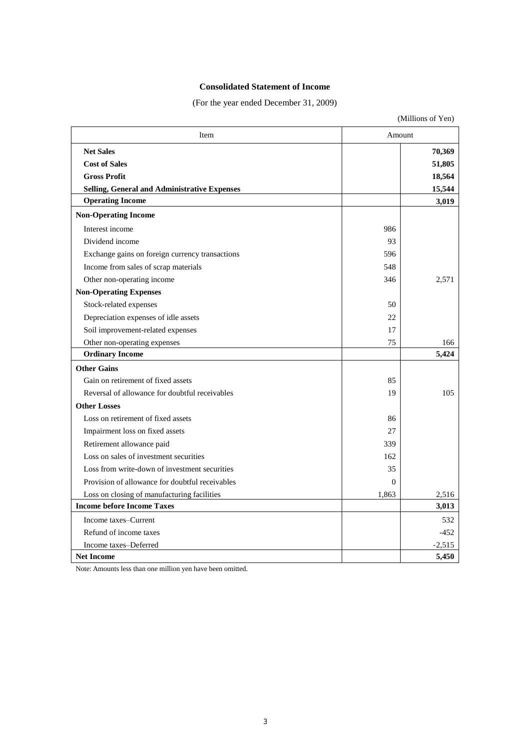## Consolidated Statement of Income

(For the year ended December 31, 2009)

(Millions of Yen)

| Item | Amount | |
|---|---|---|
| **Net Sales** | | **70,369** |
| **Cost of Sales** | | **51,805** |
| **Gross Profit** | | **18,564** |
| **Selling, General and Administrative Expenses** | | **15,544** |
| **Operating Income** | | **3,019** |
| **Non-Operating Income** | | |
| Interest income | 986 | |
| Dividend income | 93 | |
| Exchange gains on foreign currency transactions | 596 | |
| Income from sales of scrap materials | 548 | |
| Other non-operating income | 346 | 2,571 |
| **Non-Operating Expenses** | | |
| Stock-related expenses | 50 | |
| Depreciation expenses of idle assets | 22 | |
| Soil improvement-related expenses | 17 | |
| Other non-operating expenses | 75 | 166 |
| **Ordinary Income** | | **5,424** |
| **Other Gains** | | |
| Gain on retirement of fixed assets | 85 | |
| Reversal of allowance for doubtful receivables | 19 | 105 |
| **Other Losses** | | |
| Loss on retirement of fixed assets | 86 | |
| Impairment loss on fixed assets | 27 | |
| Retirement allowance paid | 339 | |
| Loss on sales of investment securities | 162 | |
| Loss from write-down of investment securities | 35 | |
| Provision of allowance for doubtful receivables | 0 | |
| Loss on closing of manufacturing facilities | 1,863 | 2,516 |
| **Income before Income Taxes** | | **3,013** |
| Income taxes–Current | | 532 |
| Refund of income taxes | | -452 |
| Income taxes–Deferred | | -2,515 |
| **Net Income** | | **5,450** |

Note: Amounts less than one million yen have been omitted.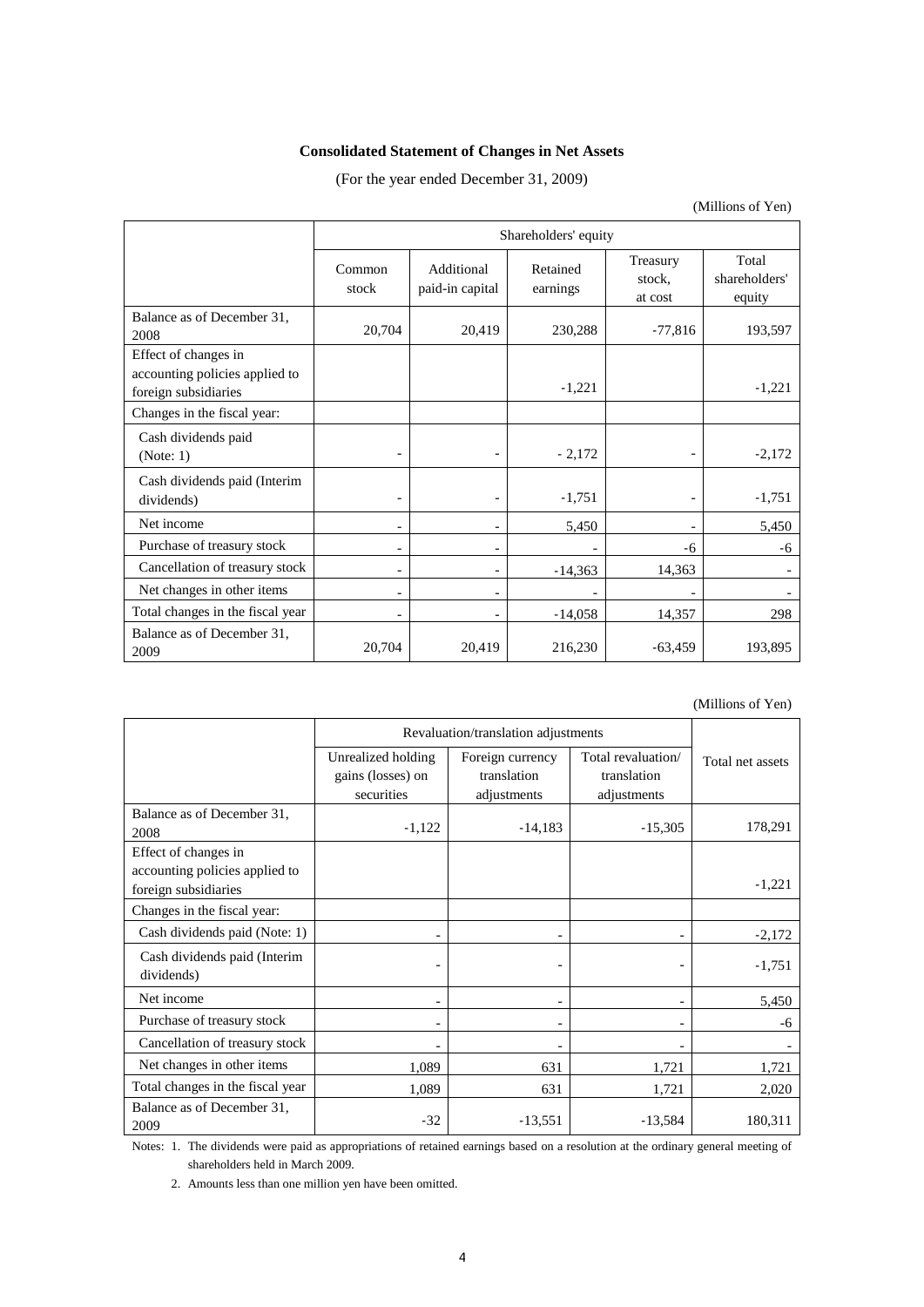**Consolidated Statement of Changes in Net Assets**

(For the year ended December 31, 2009)

(Millions of Yen)

| | Shareholders' equity | | | | |
|---|---|---|---|---|---|
| | Common stock | Additional paid-in capital | Retained earnings | Treasury stock, at cost | Total shareholders' equity |
| Balance as of December 31, 2008 | 20,704 | 20,419 | 230,288 | -77,816 | 193,597 |
| Effect of changes in accounting policies applied to foreign subsidiaries | | | -1,221 | | -1,221 |
| Changes in the fiscal year: | | | | | |
| Cash dividends paid (Note: 1) | - | - | - 2,172 | - | -2,172 |
| Cash dividends paid (Interim dividends) | - | - | -1,751 | - | -1,751 |
| Net income | - | - | 5,450 | - | 5,450 |
| Purchase of treasury stock | - | - | - | -6 | -6 |
| Cancellation of treasury stock | - | - | -14,363 | 14,363 | - |
| Net changes in other items | - | - | - | - | - |
| Total changes in the fiscal year | - | - | -14,058 | 14,357 | 298 |
| Balance as of December 31, 2009 | 20,704 | 20,419 | 216,230 | -63,459 | 193,895 |

(Millions of Yen)

| | Revaluation/translation adjustments | | | Total net assets |
|---|---|---|---|---|
| | Unrealized holding gains (losses) on securities | Foreign currency translation adjustments | Total revaluation/ translation adjustments | |
| Balance as of December 31, 2008 | -1,122 | -14,183 | -15,305 | 178,291 |
| Effect of changes in accounting policies applied to foreign subsidiaries | | | | -1,221 |
| Changes in the fiscal year: | | | | |
| Cash dividends paid (Note: 1) | - | - | - | -2,172 |
| Cash dividends paid (Interim dividends) | - | - | - | -1,751 |
| Net income | - | - | - | 5,450 |
| Purchase of treasury stock | - | - | - | -6 |
| Cancellation of treasury stock | - | - | - | - |
| Net changes in other items | 1,089 | 631 | 1,721 | 1,721 |
| Total changes in the fiscal year | 1,089 | 631 | 1,721 | 2,020 |
| Balance as of December 31, 2009 | -32 | -13,551 | -13,584 | 180,311 |

Notes: 1. The dividends were paid as appropriations of retained earnings based on a resolution at the ordinary general meeting of shareholders held in March 2009.

2. Amounts less than one million yen have been omitted.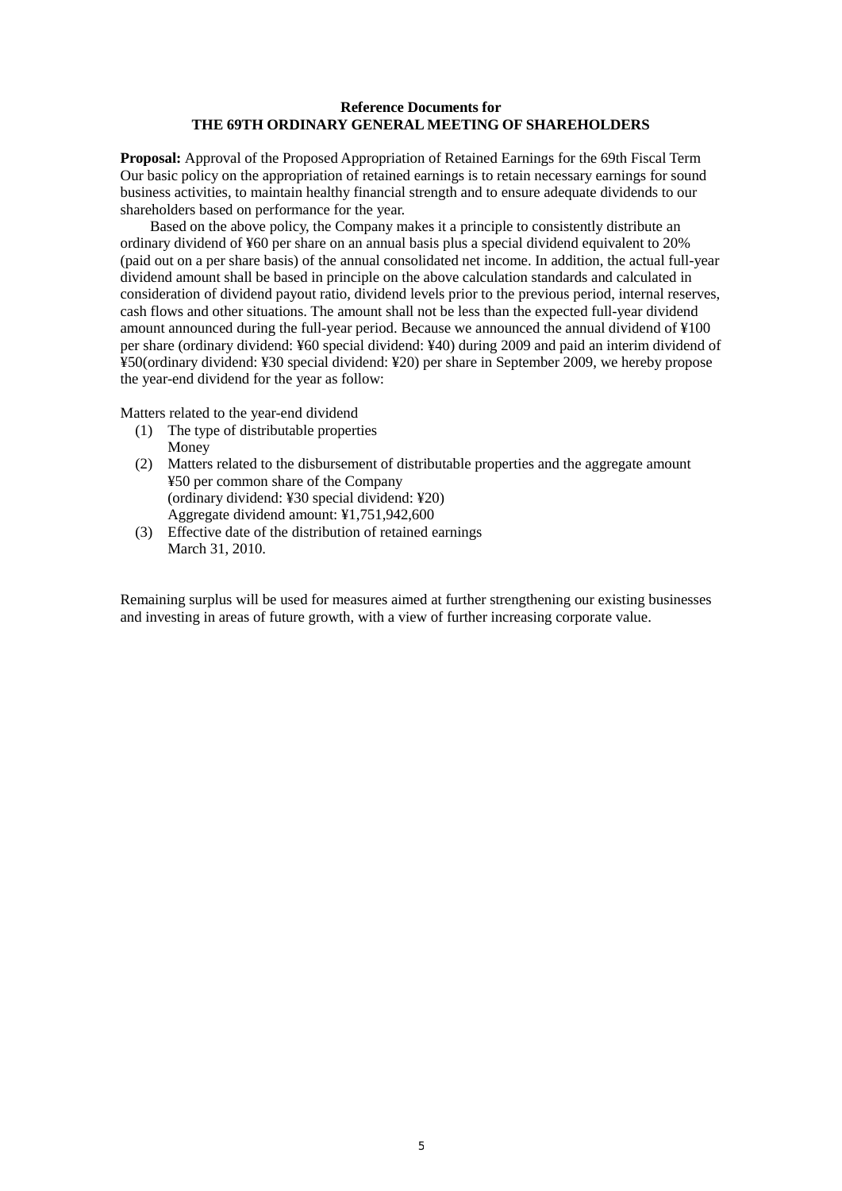# Reference Documents for
# THE 69TH ORDINARY GENERAL MEETING OF SHAREHOLDERS

**Proposal:** Approval of the Proposed Appropriation of Retained Earnings for the 69th Fiscal Term
Our basic policy on the appropriation of retained earnings is to retain necessary earnings for sound business activities, to maintain healthy financial strength and to ensure adequate dividends to our shareholders based on performance for the year.

Based on the above policy, the Company makes it a principle to consistently distribute an ordinary dividend of ¥60 per share on an annual basis plus a special dividend equivalent to 20% (paid out on a per share basis) of the annual consolidated net income. In addition, the actual full-year dividend amount shall be based in principle on the above calculation standards and calculated in consideration of dividend payout ratio, dividend levels prior to the previous period, internal reserves, cash flows and other situations. The amount shall not be less than the expected full-year dividend amount announced during the full-year period. Because we announced the annual dividend of ¥100 per share (ordinary dividend: ¥60 special dividend: ¥40) during 2009 and paid an interim dividend of ¥50(ordinary dividend: ¥30 special dividend: ¥20) per share in September 2009, we hereby propose the year-end dividend for the year as follow:

Matters related to the year-end dividend

(1) The type of distributable properties
Money

(2) Matters related to the disbursement of distributable properties and the aggregate amount
¥50 per common share of the Company
(ordinary dividend: ¥30 special dividend: ¥20)
Aggregate dividend amount: ¥1,751,942,600

(3) Effective date of the distribution of retained earnings
March 31, 2010.

Remaining surplus will be used for measures aimed at further strengthening our existing businesses and investing in areas of future growth, with a view of further increasing corporate value.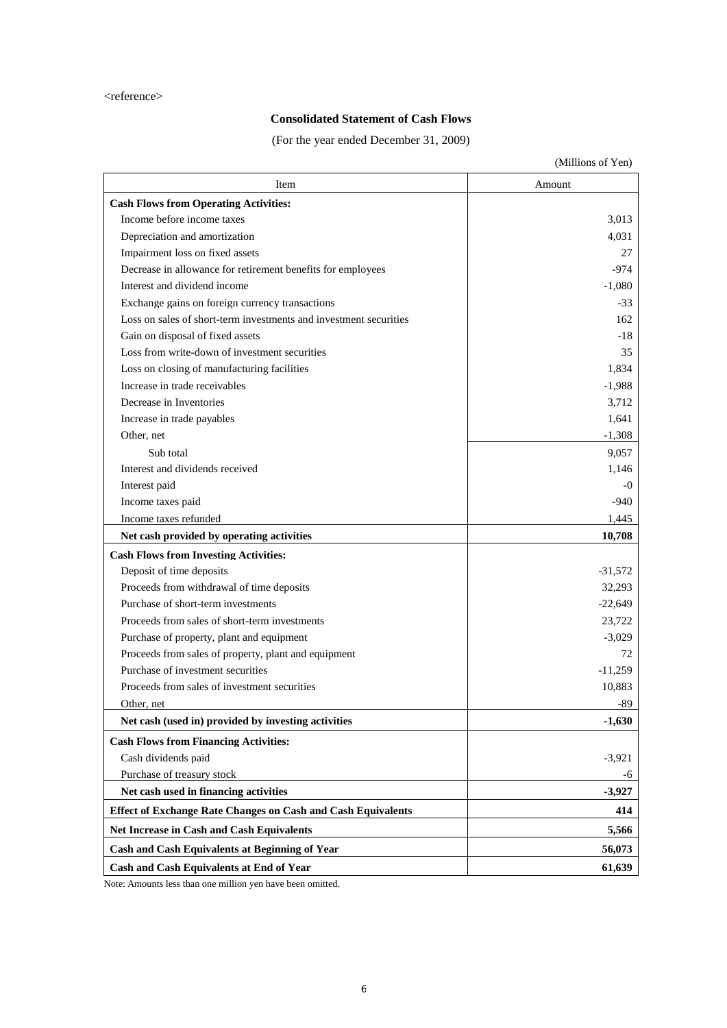<reference>

## Consolidated Statement of Cash Flows

(For the year ended December 31, 2009)

(Millions of Yen)

| Item | Amount |
|---|---|
| **Cash Flows from Operating Activities:** | |
| Income before income taxes | 3,013 |
| Depreciation and amortization | 4,031 |
| Impairment loss on fixed assets | 27 |
| Decrease in allowance for retirement benefits for employees | -974 |
| Interest and dividend income | -1,080 |
| Exchange gains on foreign currency transactions | -33 |
| Loss on sales of short-term investments and investment securities | 162 |
| Gain on disposal of fixed assets | -18 |
| Loss from write-down of investment securities | 35 |
| Loss on closing of manufacturing facilities | 1,834 |
| Increase in trade receivables | -1,988 |
| Decrease in Inventories | 3,712 |
| Increase in trade payables | 1,641 |
| Other, net | -1,308 |
| Sub total | 9,057 |
| Interest and dividends received | 1,146 |
| Interest paid | -0 |
| Income taxes paid | -940 |
| Income taxes refunded | 1,445 |
| **Net cash provided by operating activities** | **10,708** |
| **Cash Flows from Investing Activities:** | |
| Deposit of time deposits | -31,572 |
| Proceeds from withdrawal of time deposits | 32,293 |
| Purchase of short-term investments | -22,649 |
| Proceeds from sales of short-term investments | 23,722 |
| Purchase of property, plant and equipment | -3,029 |
| Proceeds from sales of property, plant and equipment | 72 |
| Purchase of investment securities | -11,259 |
| Proceeds from sales of investment securities | 10,883 |
| Other, net | -89 |
| **Net cash (used in) provided by investing activities** | **-1,630** |
| **Cash Flows from Financing Activities:** | |
| Cash dividends paid | -3,921 |
| Purchase of treasury stock | -6 |
| **Net cash used in financing activities** | **-3,927** |
| **Effect of Exchange Rate Changes on Cash and Cash Equivalents** | **414** |
| **Net Increase in Cash and Cash Equivalents** | **5,566** |
| **Cash and Cash Equivalents at Beginning of Year** | **56,073** |
| **Cash and Cash Equivalents at End of Year** | **61,639** |

Note: Amounts less than one million yen have been omitted.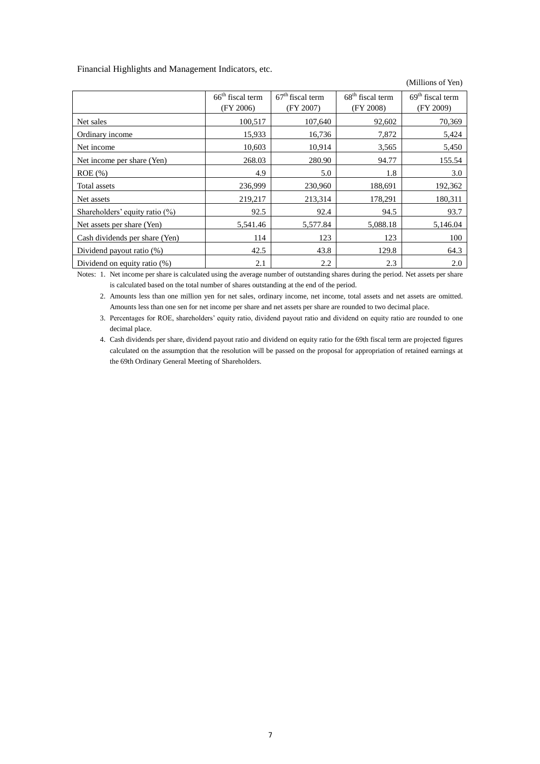Financial Highlights and Management Indicators, etc.

(Millions of Yen)

| | 66th fiscal term (FY 2006) | 67th fiscal term (FY 2007) | 68th fiscal term (FY 2008) | 69th fiscal term (FY 2009) |
|---|---|---|---|---|
| Net sales | 100,517 | 107,640 | 92,602 | 70,369 |
| Ordinary income | 15,933 | 16,736 | 7,872 | 5,424 |
| Net income | 10,603 | 10,914 | 3,565 | 5,450 |
| Net income per share (Yen) | 268.03 | 280.90 | 94.77 | 155.54 |
| ROE (%) | 4.9 | 5.0 | 1.8 | 3.0 |
| Total assets | 236,999 | 230,960 | 188,691 | 192,362 |
| Net assets | 219,217 | 213,314 | 178,291 | 180,311 |
| Shareholders' equity ratio (%) | 92.5 | 92.4 | 94.5 | 93.7 |
| Net assets per share (Yen) | 5,541.46 | 5,577.84 | 5,088.18 | 5,146.04 |
| Cash dividends per share (Yen) | 114 | 123 | 123 | 100 |
| Dividend payout ratio (%) | 42.5 | 43.8 | 129.8 | 64.3 |
| Dividend on equity ratio (%) | 2.1 | 2.2 | 2.3 | 2.0 |

Notes: 1. Net income per share is calculated using the average number of outstanding shares during the period. Net assets per share is calculated based on the total number of shares outstanding at the end of the period.

2. Amounts less than one million yen for net sales, ordinary income, net income, total assets and net assets are omitted. Amounts less than one sen for net income per share and net assets per share are rounded to two decimal place.

3. Percentages for ROE, shareholders' equity ratio, dividend payout ratio and dividend on equity ratio are rounded to one decimal place.

4. Cash dividends per share, dividend payout ratio and dividend on equity ratio for the 69th fiscal term are projected figures calculated on the assumption that the resolution will be passed on the proposal for appropriation of retained earnings at the 69th Ordinary General Meeting of Shareholders.